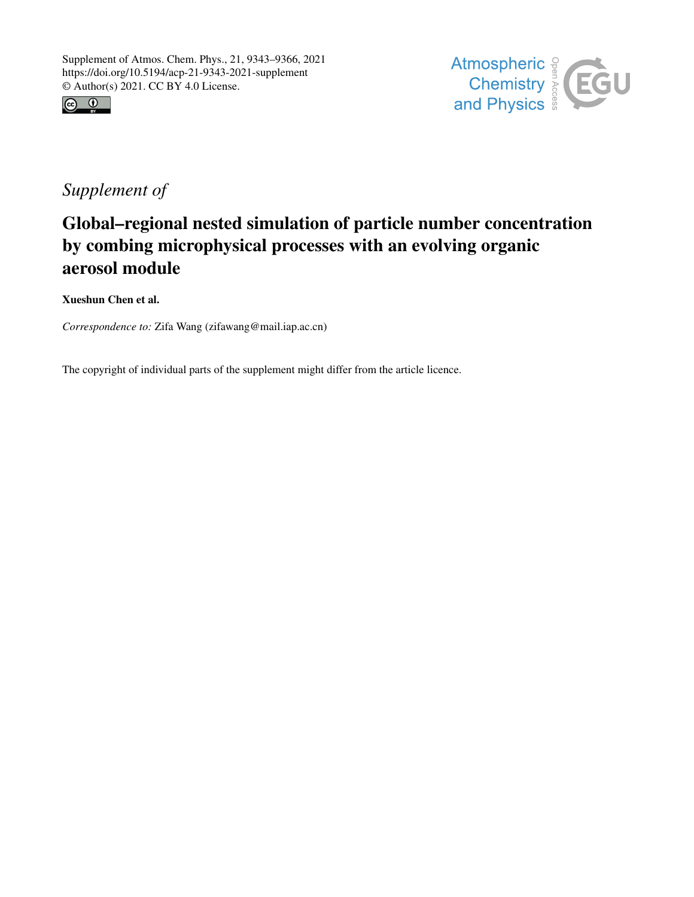Supplement of Atmos. Chem. Phys., 21, 9343–9366, 2021
https://doi.org/10.5194/acp-21-9343-2021-supplement
© Author(s) 2021. CC BY 4.0 License.

*Supplement of*

# Global–regional nested simulation of particle number concentration by combing microphysical processes with an evolving organic aerosol module

**Xueshun Chen et al.**

*Correspondence to:* Zifa Wang (zifawang@mail.iap.ac.cn)

The copyright of individual parts of the supplement might differ from the article licence.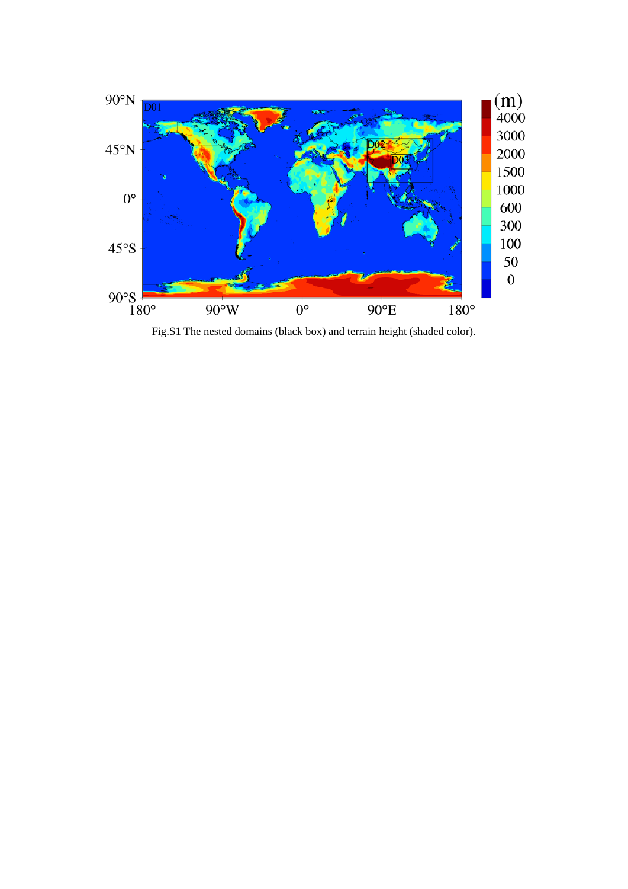Fig.S1 The nested domains (black box) and terrain height (shaded color).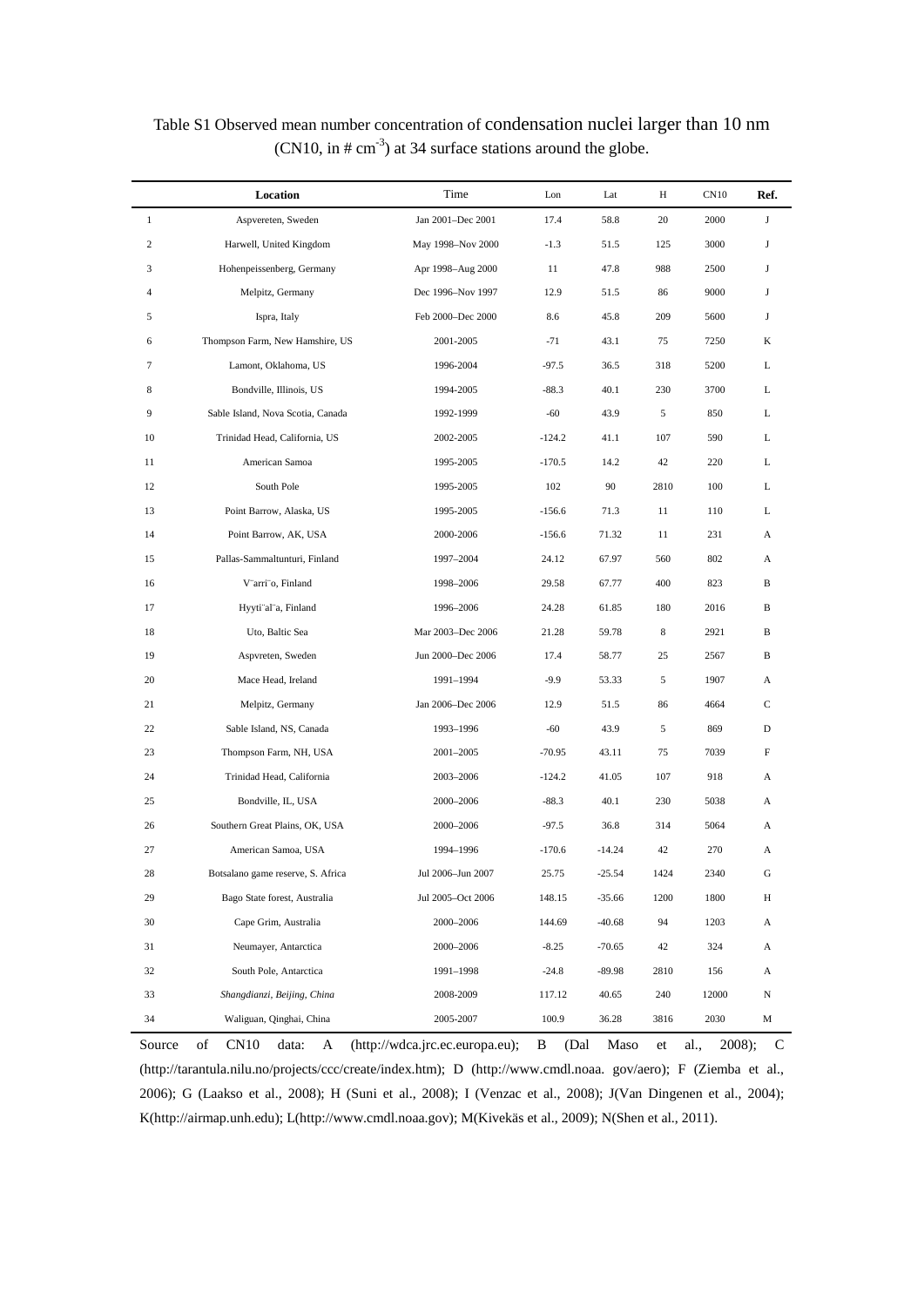Table S1 Observed mean number concentration of condensation nuclei larger than 10 nm (CN10, in # $cm^{-3}$) at 34 surface stations around the globe.

| | Location | Time | Lon | Lat | H | CN10 | Ref. |
|---|---|---|---|---|---|---|---|
| 1 | Aspvereten, Sweden | Jan 2001–Dec 2001 | 17.4 | 58.8 | 20 | 2000 | J |
| 2 | Harwell, United Kingdom | May 1998–Nov 2000 | -1.3 | 51.5 | 125 | 3000 | J |
| 3 | Hohenpeissenberg, Germany | Apr 1998–Aug 2000 | 11 | 47.8 | 988 | 2500 | J |
| 4 | Melpitz, Germany | Dec 1996–Nov 1997 | 12.9 | 51.5 | 86 | 9000 | J |
| 5 | Ispra, Italy | Feb 2000–Dec 2000 | 8.6 | 45.8 | 209 | 5600 | J |
| 6 | Thompson Farm, New Hamshire, US | 2001-2005 | -71 | 43.1 | 75 | 7250 | K |
| 7 | Lamont, Oklahoma, US | 1996-2004 | -97.5 | 36.5 | 318 | 5200 | L |
| 8 | Bondville, Illinois, US | 1994-2005 | -88.3 | 40.1 | 230 | 3700 | L |
| 9 | Sable Island, Nova Scotia, Canada | 1992-1999 | -60 | 43.9 | 5 | 850 | L |
| 10 | Trinidad Head, California, US | 2002-2005 | -124.2 | 41.1 | 107 | 590 | L |
| 11 | American Samoa | 1995-2005 | -170.5 | 14.2 | 42 | 220 | L |
| 12 | South Pole | 1995-2005 | 102 | 90 | 2810 | 100 | L |
| 13 | Point Barrow, Alaska, US | 1995-2005 | -156.6 | 71.3 | 11 | 110 | L |
| 14 | Point Barrow, AK, USA | 2000–2006 | -156.6 | 71.32 | 11 | 231 | A |
| 15 | Pallas-Sammaltunturi, Finland | 1997–2004 | 24.12 | 67.97 | 560 | 802 | A |
| 16 | V¨arri¨o, Finland | 1998–2006 | 29.58 | 67.77 | 400 | 823 | B |
| 17 | Hyyti¨al¨a, Finland | 1996–2006 | 24.28 | 61.85 | 180 | 2016 | B |
| 18 | Uto, Baltic Sea | Mar 2003–Dec 2006 | 21.28 | 59.78 | 8 | 2921 | B |
| 19 | Aspvreten, Sweden | Jun 2000–Dec 2006 | 17.4 | 58.77 | 25 | 2567 | B |
| 20 | Mace Head, Ireland | 1991–1994 | -9.9 | 53.33 | 5 | 1907 | A |
| 21 | Melpitz, Germany | Jan 2006–Dec 2006 | 12.9 | 51.5 | 86 | 4664 | C |
| 22 | Sable Island, NS, Canada | 1993–1996 | -60 | 43.9 | 5 | 869 | D |
| 23 | Thompson Farm, NH, USA | 2001–2005 | -70.95 | 43.11 | 75 | 7039 | F |
| 24 | Trinidad Head, California | 2003–2006 | -124.2 | 41.05 | 107 | 918 | A |
| 25 | Bondville, IL, USA | 2000–2006 | -88.3 | 40.1 | 230 | 5038 | A |
| 26 | Southern Great Plains, OK, USA | 2000–2006 | -97.5 | 36.8 | 314 | 5064 | A |
| 27 | American Samoa, USA | 1994–1996 | -170.6 | -14.24 | 42 | 270 | A |
| 28 | Botsalano game reserve, S. Africa | Jul 2006–Jun 2007 | 25.75 | -25.54 | 1424 | 2340 | G |
| 29 | Bago State forest, Australia | Jul 2005–Oct 2006 | 148.15 | -35.66 | 1200 | 1800 | H |
| 30 | Cape Grim, Australia | 2000–2006 | 144.69 | -40.68 | 94 | 1203 | A |
| 31 | Neumayer, Antarctica | 2000–2006 | -8.25 | -70.65 | 42 | 324 | A |
| 32 | South Pole, Antarctica | 1991–1998 | -24.8 | -89.98 | 2810 | 156 | A |
| 33 | *Shangdianzi, Beijing, China* | 2008-2009 | 117.12 | 40.65 | 240 | 12000 | N |
| 34 | Waliguan, Qinghai, China | 2005-2007 | 100.9 | 36.28 | 3816 | 2030 | M |

Source of CN10 data: A (http://wdca.jrc.ec.europa.eu); B (Dal Maso et al., 2008); C (http://tarantula.nilu.no/projects/ccc/create/index.htm); D (http://www.cmdl.noaa. gov/aero); F (Ziemba et al., 2006); G (Laakso et al., 2008); H (Suni et al., 2008); I (Venzac et al., 2008); J(Van Dingenen et al., 2004); K(http://airmap.unh.edu); L(http://www.cmdl.noaa.gov); M(Kivekäs et al., 2009); N(Shen et al., 2011).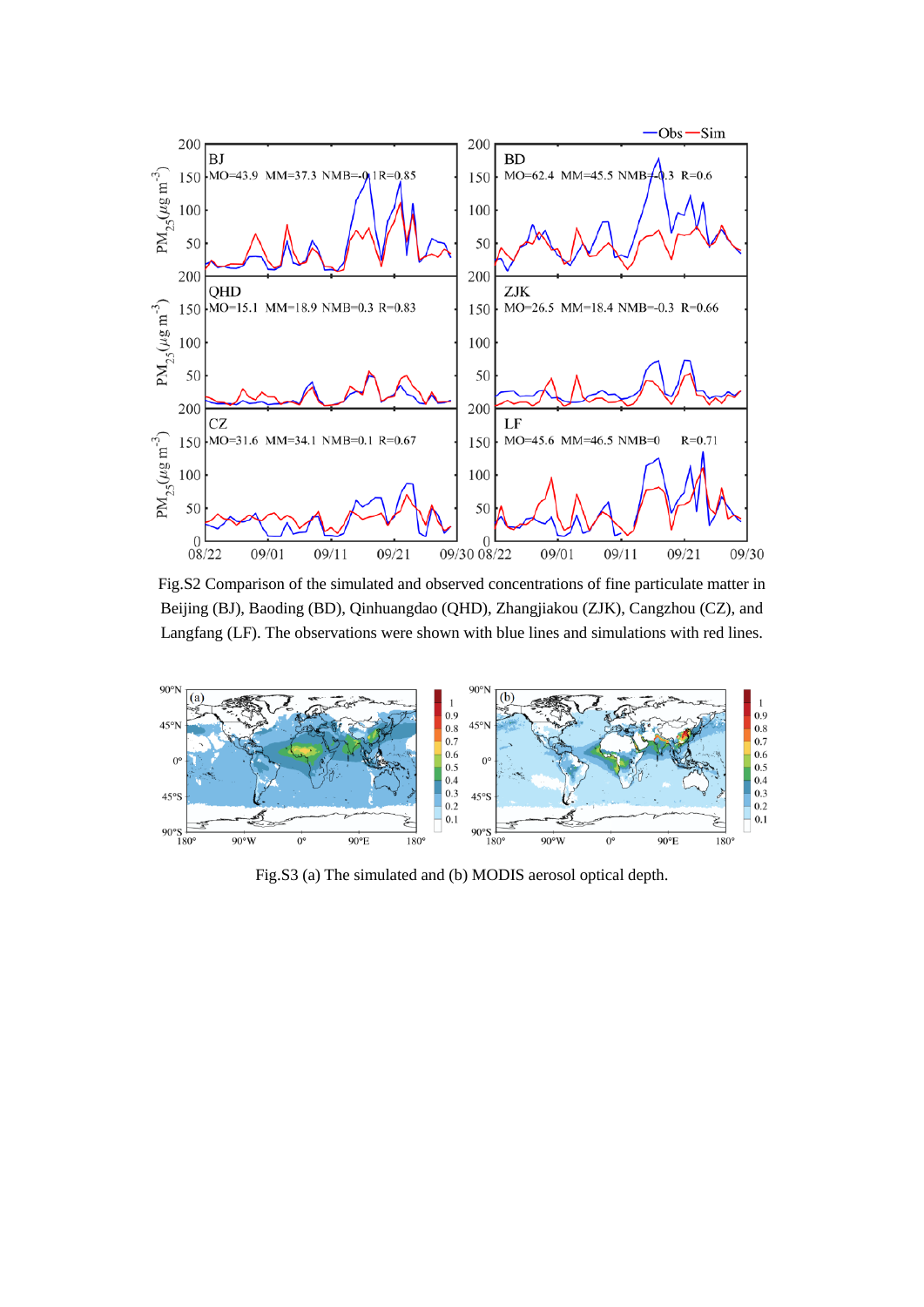—Obs —Sim

BJ
MO=43.9 MM=37.3 NMB=-0.1 R=0.85

BD
MO=62.4 MM=45.5 NMB=-0.3 R=0.6

QHD
MO=15.1 MM=18.9 NMB=0.3 R=0.83

ZJK
MO=26.5 MM=18.4 NMB=-0.3 R=0.66

CZ
MO=31.6 MM=34.1 NMB=0.1 R=0.67

LF
MO=45.6 MM=46.5 NMB=0 R=0.71

$PM_{2.5}(\mu g\ m^{-3})$

0 50 100 150 200

08/22 09/01 09/11 09/21 09/30

Fig.S2 Comparison of the simulated and observed concentrations of fine particulate matter in Beijing (BJ), Baoding (BD), Qinhuangdao (QHD), Zhangjiakou (ZJK), Cangzhou (CZ), and Langfang (LF). The observations were shown with blue lines and simulations with red lines.

(a) (b)

90°N 45°N 0° 45°S 90°S

180° 90°W 0° 90°E 180°

0.1 0.2 0.3 0.4 0.5 0.6 0.7 0.8 0.9 1

Fig.S3 (a) The simulated and (b) MODIS aerosol optical depth.